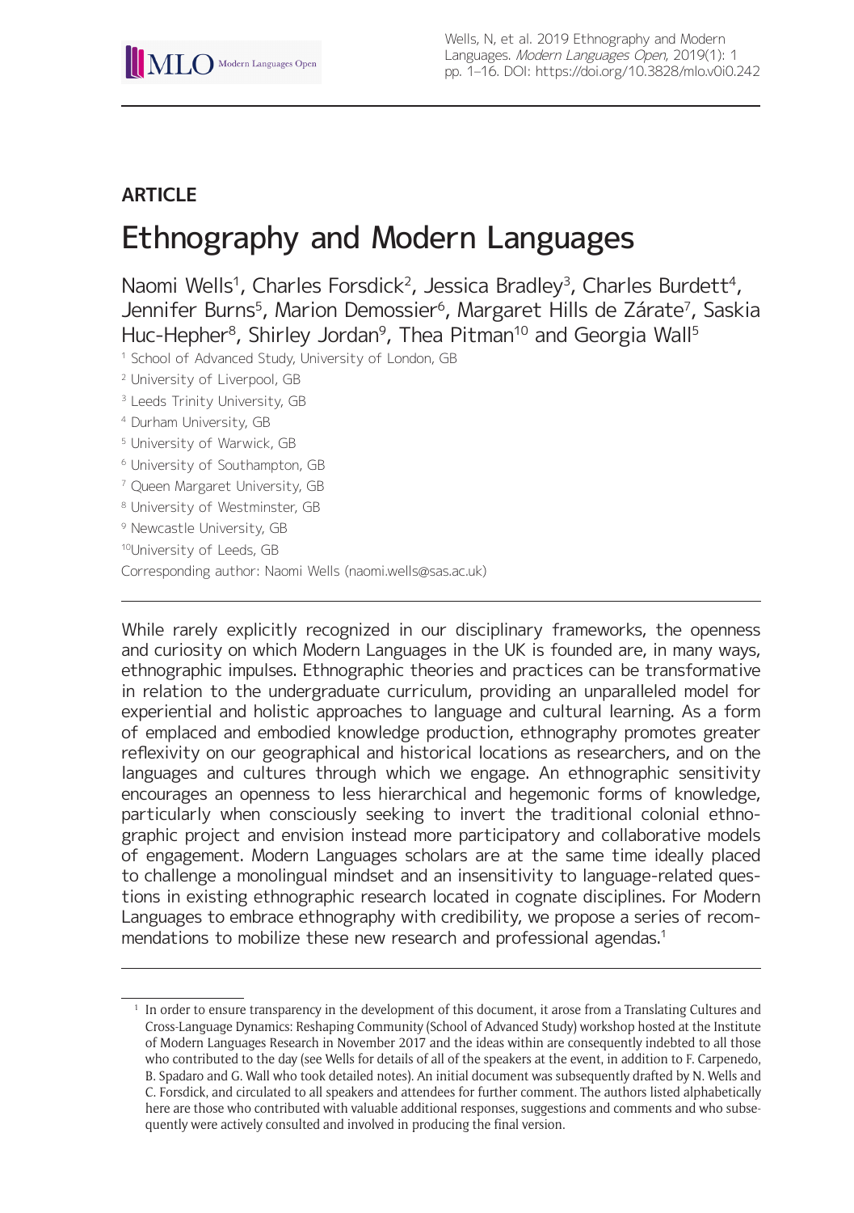**ARTICLE**

# Ethnography and Modern Languages

Naomi Wells[1], Charles Forsdick[2], Jessica Bradley[3], Charles Burdett[4], Jennifer Burns[5], Marion Demossier[6], Margaret Hills de Zárate[7], Saskia Huc-Hepher[8], Shirley Jordan[9], Thea Pitman[10] and Georgia Wall[5]

[1] School of Advanced Study, University of London, GB
[2] University of Liverpool, GB
[3] Leeds Trinity University, GB
[4] Durham University, GB
[5] University of Warwick, GB
[6] University of Southampton, GB
[7] Queen Margaret University, GB
[8] University of Westminster, GB
[9] Newcastle University, GB
[10] University of Leeds, GB

Corresponding author: Naomi Wells (naomi.wells@sas.ac.uk)

---

While rarely explicitly recognized in our disciplinary frameworks, the openness and curiosity on which Modern Languages in the UK is founded are, in many ways, ethnographic impulses. Ethnographic theories and practices can be transformative in relation to the undergraduate curriculum, providing an unparalleled model for experiential and holistic approaches to language and cultural learning. As a form of emplaced and embodied knowledge production, ethnography promotes greater reflexivity on our geographical and historical locations as researchers, and on the languages and cultures through which we engage. An ethnographic sensitivity encourages an openness to less hierarchical and hegemonic forms of knowledge, particularly when consciously seeking to invert the traditional colonial ethnographic project and envision instead more participatory and collaborative models of engagement. Modern Languages scholars are at the same time ideally placed to challenge a monolingual mindset and an insensitivity to language-related questions in existing ethnographic research located in cognate disciplines. For Modern Languages to embrace ethnography with credibility, we propose a series of recommendations to mobilize these new research and professional agendas.[1]

---

[1] In order to ensure transparency in the development of this document, it arose from a Translating Cultures and Cross-Language Dynamics: Reshaping Community (School of Advanced Study) workshop hosted at the Institute of Modern Languages Research in November 2017 and the ideas within are consequently indebted to all those who contributed to the day (see Wells for details of all of the speakers at the event, in addition to F. Carpenedo, B. Spadaro and G. Wall who took detailed notes). An initial document was subsequently drafted by N. Wells and C. Forsdick, and circulated to all speakers and attendees for further comment. The authors listed alphabetically here are those who contributed with valuable additional responses, suggestions and comments and who subsequently were actively consulted and involved in producing the final version.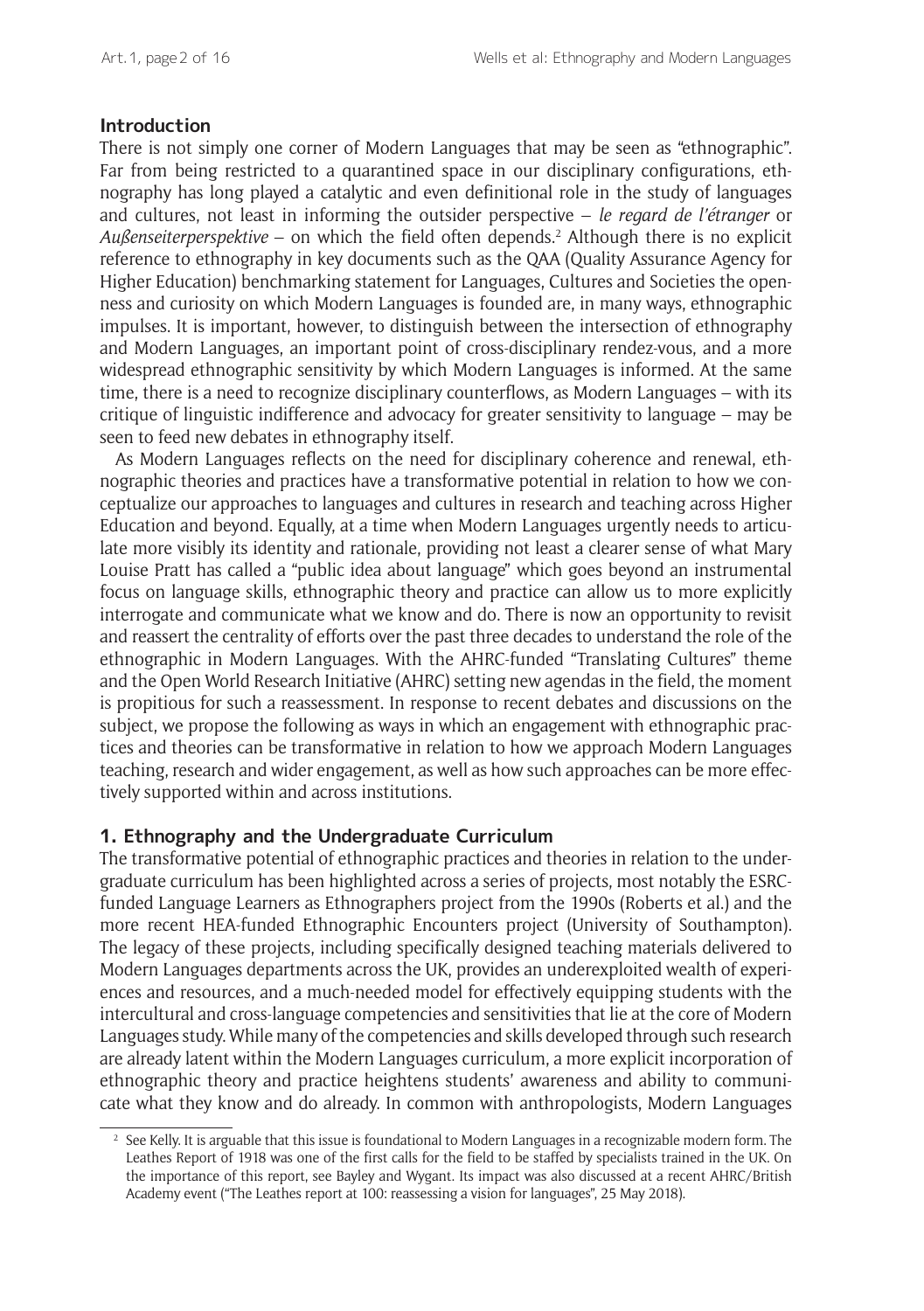## Introduction

There is not simply one corner of Modern Languages that may be seen as "ethnographic". Far from being restricted to a quarantined space in our disciplinary configurations, ethnography has long played a catalytic and even definitional role in the study of languages and cultures, not least in informing the outsider perspective – *le regard de l'étranger* or *Außenseiterperspektive* – on which the field often depends.[2] Although there is no explicit reference to ethnography in key documents such as the QAA (Quality Assurance Agency for Higher Education) benchmarking statement for Languages, Cultures and Societies the openness and curiosity on which Modern Languages is founded are, in many ways, ethnographic impulses. It is important, however, to distinguish between the intersection of ethnography and Modern Languages, an important point of cross-disciplinary rendez-vous, and a more widespread ethnographic sensitivity by which Modern Languages is informed. At the same time, there is a need to recognize disciplinary counterflows, as Modern Languages – with its critique of linguistic indifference and advocacy for greater sensitivity to language – may be seen to feed new debates in ethnography itself.

As Modern Languages reflects on the need for disciplinary coherence and renewal, ethnographic theories and practices have a transformative potential in relation to how we conceptualize our approaches to languages and cultures in research and teaching across Higher Education and beyond. Equally, at a time when Modern Languages urgently needs to articulate more visibly its identity and rationale, providing not least a clearer sense of what Mary Louise Pratt has called a "public idea about language" which goes beyond an instrumental focus on language skills, ethnographic theory and practice can allow us to more explicitly interrogate and communicate what we know and do. There is now an opportunity to revisit and reassert the centrality of efforts over the past three decades to understand the role of the ethnographic in Modern Languages. With the AHRC-funded "Translating Cultures" theme and the Open World Research Initiative (AHRC) setting new agendas in the field, the moment is propitious for such a reassessment. In response to recent debates and discussions on the subject, we propose the following as ways in which an engagement with ethnographic practices and theories can be transformative in relation to how we approach Modern Languages teaching, research and wider engagement, as well as how such approaches can be more effectively supported within and across institutions.

## 1. Ethnography and the Undergraduate Curriculum

The transformative potential of ethnographic practices and theories in relation to the undergraduate curriculum has been highlighted across a series of projects, most notably the ESRC-funded Language Learners as Ethnographers project from the 1990s (Roberts et al.) and the more recent HEA-funded Ethnographic Encounters project (University of Southampton). The legacy of these projects, including specifically designed teaching materials delivered to Modern Languages departments across the UK, provides an underexploited wealth of experiences and resources, and a much-needed model for effectively equipping students with the intercultural and cross-language competencies and sensitivities that lie at the core of Modern Languages study. While many of the competencies and skills developed through such research are already latent within the Modern Languages curriculum, a more explicit incorporation of ethnographic theory and practice heightens students' awareness and ability to communicate what they know and do already. In common with anthropologists, Modern Languages

---

[2] See Kelly. It is arguable that this issue is foundational to Modern Languages in a recognizable modern form. The Leathes Report of 1918 was one of the first calls for the field to be staffed by specialists trained in the UK. On the importance of this report, see Bayley and Wygant. Its impact was also discussed at a recent AHRC/British Academy event ("The Leathes report at 100: reassessing a vision for languages", 25 May 2018).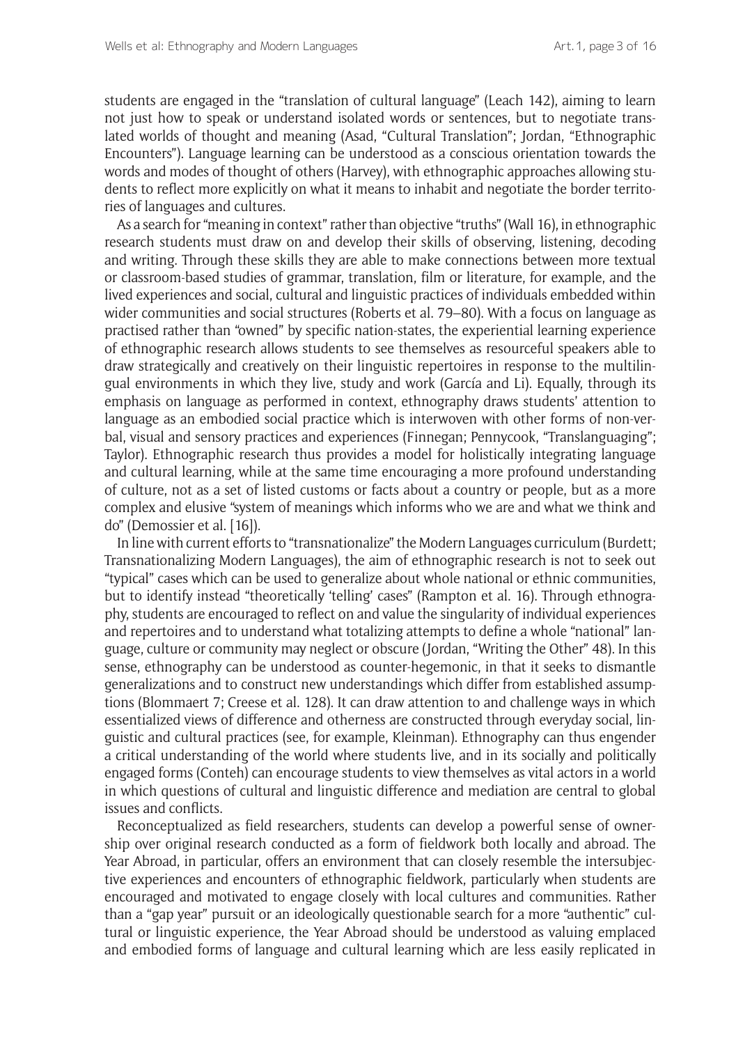students are engaged in the "translation of cultural language" (Leach 142), aiming to learn not just how to speak or understand isolated words or sentences, but to negotiate translated worlds of thought and meaning (Asad, "Cultural Translation"; Jordan, "Ethnographic Encounters"). Language learning can be understood as a conscious orientation towards the words and modes of thought of others (Harvey), with ethnographic approaches allowing students to reflect more explicitly on what it means to inhabit and negotiate the border territories of languages and cultures.

As a search for "meaning in context" rather than objective "truths" (Wall 16), in ethnographic research students must draw on and develop their skills of observing, listening, decoding and writing. Through these skills they are able to make connections between more textual or classroom-based studies of grammar, translation, film or literature, for example, and the lived experiences and social, cultural and linguistic practices of individuals embedded within wider communities and social structures (Roberts et al. 79–80). With a focus on language as practised rather than "owned" by specific nation-states, the experiential learning experience of ethnographic research allows students to see themselves as resourceful speakers able to draw strategically and creatively on their linguistic repertoires in response to the multilingual environments in which they live, study and work (García and Li). Equally, through its emphasis on language as performed in context, ethnography draws students' attention to language as an embodied social practice which is interwoven with other forms of non-verbal, visual and sensory practices and experiences (Finnegan; Pennycook, "Translanguaging"; Taylor). Ethnographic research thus provides a model for holistically integrating language and cultural learning, while at the same time encouraging a more profound understanding of culture, not as a set of listed customs or facts about a country or people, but as a more complex and elusive "system of meanings which informs who we are and what we think and do" (Demossier et al. [16]).

In line with current efforts to "transnationalize" the Modern Languages curriculum (Burdett; Transnationalizing Modern Languages), the aim of ethnographic research is not to seek out "typical" cases which can be used to generalize about whole national or ethnic communities, but to identify instead "theoretically 'telling' cases" (Rampton et al. 16). Through ethnography, students are encouraged to reflect on and value the singularity of individual experiences and repertoires and to understand what totalizing attempts to define a whole "national" language, culture or community may neglect or obscure (Jordan, "Writing the Other" 48). In this sense, ethnography can be understood as counter-hegemonic, in that it seeks to dismantle generalizations and to construct new understandings which differ from established assumptions (Blommaert 7; Creese et al. 128). It can draw attention to and challenge ways in which essentialized views of difference and otherness are constructed through everyday social, linguistic and cultural practices (see, for example, Kleinman). Ethnography can thus engender a critical understanding of the world where students live, and in its socially and politically engaged forms (Conteh) can encourage students to view themselves as vital actors in a world in which questions of cultural and linguistic difference and mediation are central to global issues and conflicts.

Reconceptualized as field researchers, students can develop a powerful sense of ownership over original research conducted as a form of fieldwork both locally and abroad. The Year Abroad, in particular, offers an environment that can closely resemble the intersubjective experiences and encounters of ethnographic fieldwork, particularly when students are encouraged and motivated to engage closely with local cultures and communities. Rather than a "gap year" pursuit or an ideologically questionable search for a more "authentic" cultural or linguistic experience, the Year Abroad should be understood as valuing emplaced and embodied forms of language and cultural learning which are less easily replicated in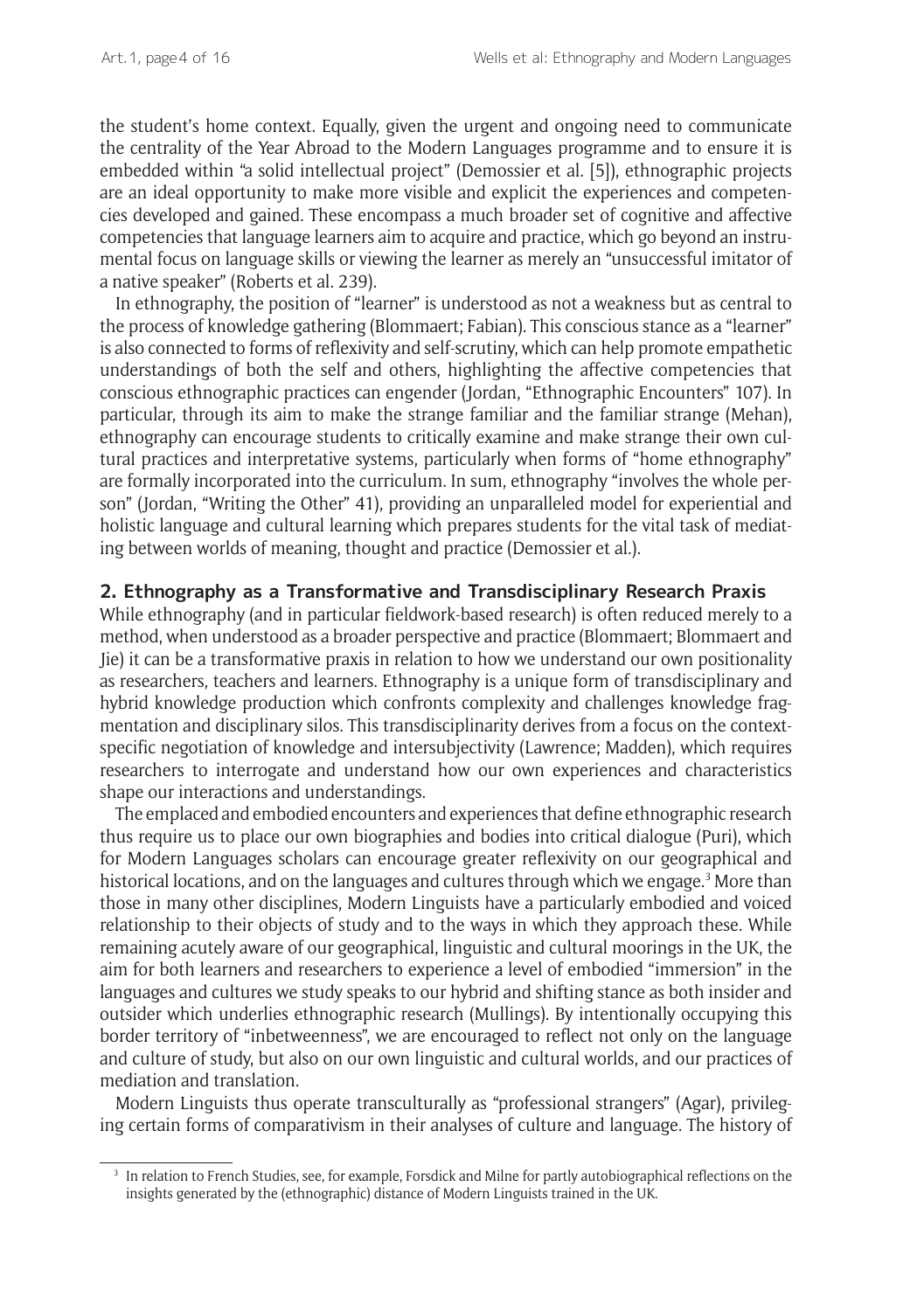the student's home context. Equally, given the urgent and ongoing need to communicate the centrality of the Year Abroad to the Modern Languages programme and to ensure it is embedded within "a solid intellectual project" (Demossier et al. [5]), ethnographic projects are an ideal opportunity to make more visible and explicit the experiences and competencies developed and gained. These encompass a much broader set of cognitive and affective competencies that language learners aim to acquire and practice, which go beyond an instrumental focus on language skills or viewing the learner as merely an "unsuccessful imitator of a native speaker" (Roberts et al. 239).

In ethnography, the position of "learner" is understood as not a weakness but as central to the process of knowledge gathering (Blommaert; Fabian). This conscious stance as a "learner" is also connected to forms of reflexivity and self-scrutiny, which can help promote empathetic understandings of both the self and others, highlighting the affective competencies that conscious ethnographic practices can engender (Jordan, "Ethnographic Encounters" 107). In particular, through its aim to make the strange familiar and the familiar strange (Mehan), ethnography can encourage students to critically examine and make strange their own cultural practices and interpretative systems, particularly when forms of "home ethnography" are formally incorporated into the curriculum. In sum, ethnography "involves the whole person" (Jordan, "Writing the Other" 41), providing an unparalleled model for experiential and holistic language and cultural learning which prepares students for the vital task of mediating between worlds of meaning, thought and practice (Demossier et al.).

## 2. Ethnography as a Transformative and Transdisciplinary Research Praxis

While ethnography (and in particular fieldwork-based research) is often reduced merely to a method, when understood as a broader perspective and practice (Blommaert; Blommaert and Jie) it can be a transformative praxis in relation to how we understand our own positionality as researchers, teachers and learners. Ethnography is a unique form of transdisciplinary and hybrid knowledge production which confronts complexity and challenges knowledge fragmentation and disciplinary silos. This transdisciplinarity derives from a focus on the context-specific negotiation of knowledge and intersubjectivity (Lawrence; Madden), which requires researchers to interrogate and understand how our own experiences and characteristics shape our interactions and understandings.

The emplaced and embodied encounters and experiences that define ethnographic research thus require us to place our own biographies and bodies into critical dialogue (Puri), which for Modern Languages scholars can encourage greater reflexivity on our geographical and historical locations, and on the languages and cultures through which we engage.[3] More than those in many other disciplines, Modern Linguists have a particularly embodied and voiced relationship to their objects of study and to the ways in which they approach these. While remaining acutely aware of our geographical, linguistic and cultural moorings in the UK, the aim for both learners and researchers to experience a level of embodied "immersion" in the languages and cultures we study speaks to our hybrid and shifting stance as both insider and outsider which underlies ethnographic research (Mullings). By intentionally occupying this border territory of "inbetweenness", we are encouraged to reflect not only on the language and culture of study, but also on our own linguistic and cultural worlds, and our practices of mediation and translation.

Modern Linguists thus operate transculturally as "professional strangers" (Agar), privileging certain forms of comparativism in their analyses of culture and language. The history of

[3] In relation to French Studies, see, for example, Forsdick and Milne for partly autobiographical reflections on the insights generated by the (ethnographic) distance of Modern Linguists trained in the UK.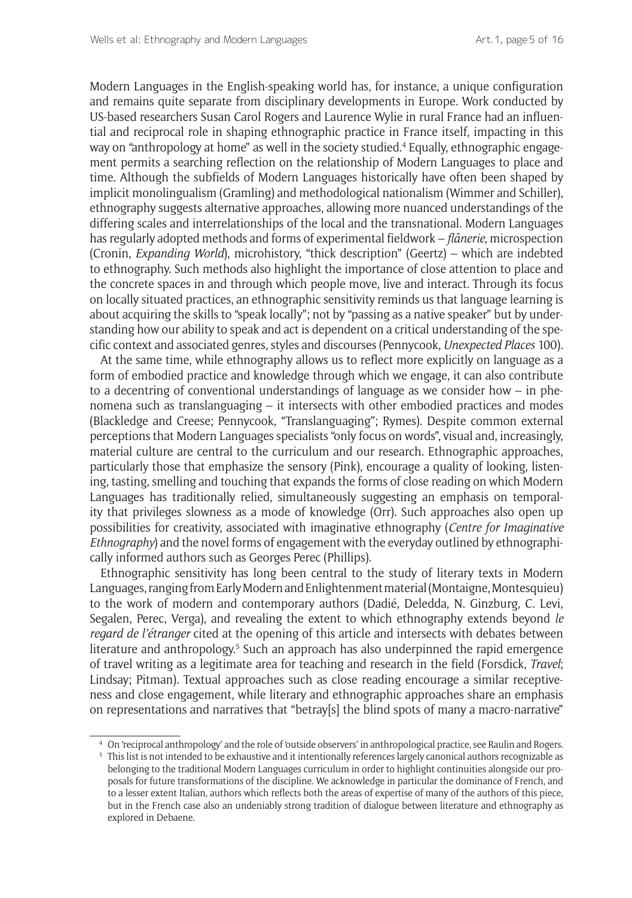Modern Languages in the English-speaking world has, for instance, a unique configuration and remains quite separate from disciplinary developments in Europe. Work conducted by US-based researchers Susan Carol Rogers and Laurence Wylie in rural France had an influential and reciprocal role in shaping ethnographic practice in France itself, impacting in this way on "anthropology at home" as well in the society studied.[4] Equally, ethnographic engagement permits a searching reflection on the relationship of Modern Languages to place and time. Although the subfields of Modern Languages historically have often been shaped by implicit monolingualism (Gramling) and methodological nationalism (Wimmer and Schiller), ethnography suggests alternative approaches, allowing more nuanced understandings of the differing scales and interrelationships of the local and the transnational. Modern Languages has regularly adopted methods and forms of experimental fieldwork – *flânerie*, microspection (Cronin, *Expanding World*), microhistory, "thick description" (Geertz) – which are indebted to ethnography. Such methods also highlight the importance of close attention to place and the concrete spaces in and through which people move, live and interact. Through its focus on locally situated practices, an ethnographic sensitivity reminds us that language learning is about acquiring the skills to "speak locally"; not by "passing as a native speaker" but by understanding how our ability to speak and act is dependent on a critical understanding of the specific context and associated genres, styles and discourses (Pennycook, *Unexpected Places* 100).

At the same time, while ethnography allows us to reflect more explicitly on language as a form of embodied practice and knowledge through which we engage, it can also contribute to a decentring of conventional understandings of language as we consider how – in phenomena such as translanguaging – it intersects with other embodied practices and modes (Blackledge and Creese; Pennycook, "Translanguaging"; Rymes). Despite common external perceptions that Modern Languages specialists "only focus on words", visual and, increasingly, material culture are central to the curriculum and our research. Ethnographic approaches, particularly those that emphasize the sensory (Pink), encourage a quality of looking, listening, tasting, smelling and touching that expands the forms of close reading on which Modern Languages has traditionally relied, simultaneously suggesting an emphasis on temporality that privileges slowness as a mode of knowledge (Orr). Such approaches also open up possibilities for creativity, associated with imaginative ethnography (*Centre for Imaginative Ethnography*) and the novel forms of engagement with the everyday outlined by ethnographically informed authors such as Georges Perec (Phillips).

Ethnographic sensitivity has long been central to the study of literary texts in Modern Languages, ranging from Early Modern and Enlightenment material (Montaigne, Montesquieu) to the work of modern and contemporary authors (Dadié, Deledda, N. Ginzburg, C. Levi, Segalen, Perec, Verga), and revealing the extent to which ethnography extends beyond *le regard de l'étranger* cited at the opening of this article and intersects with debates between literature and anthropology.[5] Such an approach has also underpinned the rapid emergence of travel writing as a legitimate area for teaching and research in the field (Forsdick, *Travel*; Lindsay; Pitman). Textual approaches such as close reading encourage a similar receptiveness and close engagement, while literary and ethnographic approaches share an emphasis on representations and narratives that "betray[s] the blind spots of many a macro-narrative"

---

[4] On 'reciprocal anthropology' and the role of 'outside observers' in anthropological practice, see Raulin and Rogers.

[5] This list is not intended to be exhaustive and it intentionally references largely canonical authors recognizable as belonging to the traditional Modern Languages curriculum in order to highlight continuities alongside our proposals for future transformations of the discipline. We acknowledge in particular the dominance of French, and to a lesser extent Italian, authors which reflects both the areas of expertise of many of the authors of this piece, but in the French case also an undeniably strong tradition of dialogue between literature and ethnography as explored in Debaene.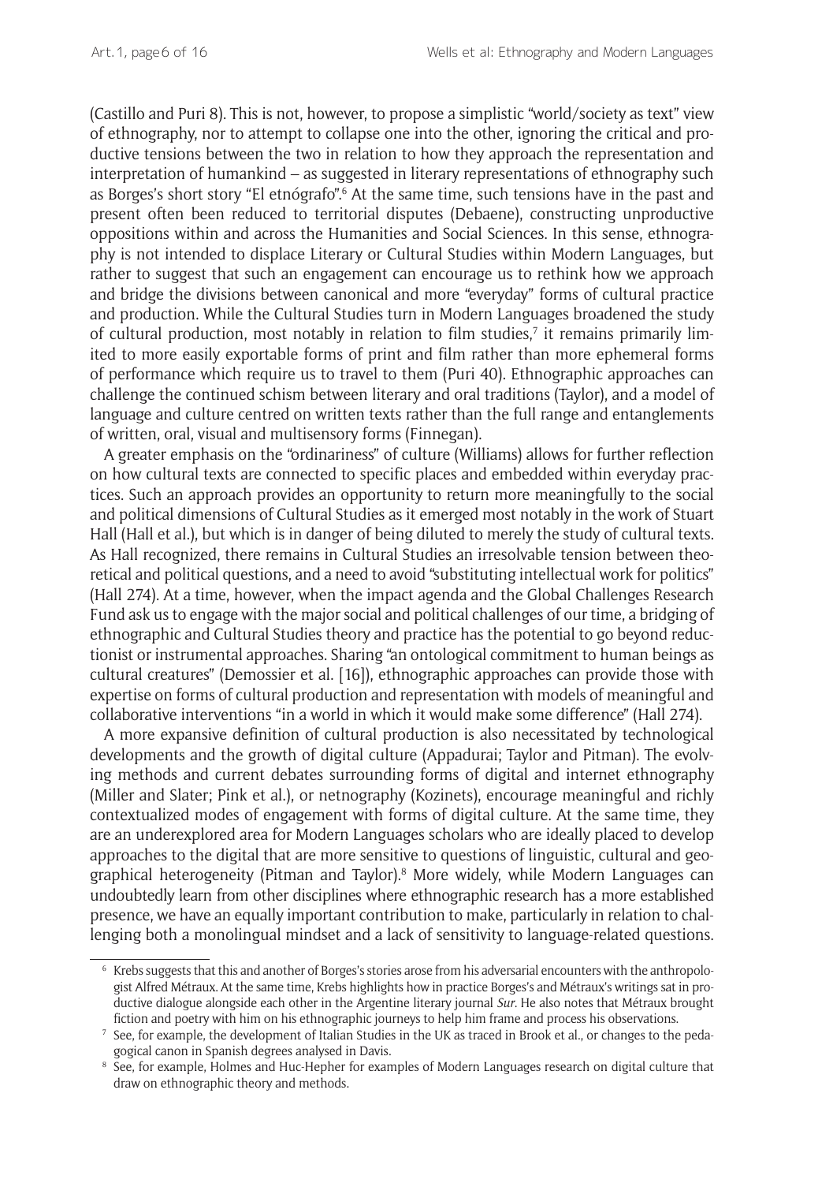(Castillo and Puri 8). This is not, however, to propose a simplistic "world/society as text" view of ethnography, nor to attempt to collapse one into the other, ignoring the critical and productive tensions between the two in relation to how they approach the representation and interpretation of humankind – as suggested in literary representations of ethnography such as Borges's short story "El etnógrafo".[6] At the same time, such tensions have in the past and present often been reduced to territorial disputes (Debaene), constructing unproductive oppositions within and across the Humanities and Social Sciences. In this sense, ethnography is not intended to displace Literary or Cultural Studies within Modern Languages, but rather to suggest that such an engagement can encourage us to rethink how we approach and bridge the divisions between canonical and more "everyday" forms of cultural practice and production. While the Cultural Studies turn in Modern Languages broadened the study of cultural production, most notably in relation to film studies,[7] it remains primarily limited to more easily exportable forms of print and film rather than more ephemeral forms of performance which require us to travel to them (Puri 40). Ethnographic approaches can challenge the continued schism between literary and oral traditions (Taylor), and a model of language and culture centred on written texts rather than the full range and entanglements of written, oral, visual and multisensory forms (Finnegan).

A greater emphasis on the "ordinariness" of culture (Williams) allows for further reflection on how cultural texts are connected to specific places and embedded within everyday practices. Such an approach provides an opportunity to return more meaningfully to the social and political dimensions of Cultural Studies as it emerged most notably in the work of Stuart Hall (Hall et al.), but which is in danger of being diluted to merely the study of cultural texts. As Hall recognized, there remains in Cultural Studies an irresolvable tension between theoretical and political questions, and a need to avoid "substituting intellectual work for politics" (Hall 274). At a time, however, when the impact agenda and the Global Challenges Research Fund ask us to engage with the major social and political challenges of our time, a bridging of ethnographic and Cultural Studies theory and practice has the potential to go beyond reductionist or instrumental approaches. Sharing "an ontological commitment to human beings as cultural creatures" (Demossier et al. [16]), ethnographic approaches can provide those with expertise on forms of cultural production and representation with models of meaningful and collaborative interventions "in a world in which it would make some difference" (Hall 274).

A more expansive definition of cultural production is also necessitated by technological developments and the growth of digital culture (Appadurai; Taylor and Pitman). The evolving methods and current debates surrounding forms of digital and internet ethnography (Miller and Slater; Pink et al.), or netnography (Kozinets), encourage meaningful and richly contextualized modes of engagement with forms of digital culture. At the same time, they are an underexplored area for Modern Languages scholars who are ideally placed to develop approaches to the digital that are more sensitive to questions of linguistic, cultural and geographical heterogeneity (Pitman and Taylor).[8] More widely, while Modern Languages can undoubtedly learn from other disciplines where ethnographic research has a more established presence, we have an equally important contribution to make, particularly in relation to challenging both a monolingual mindset and a lack of sensitivity to language-related questions.

---

[6] Krebs suggests that this and another of Borges's stories arose from his adversarial encounters with the anthropologist Alfred Métraux. At the same time, Krebs highlights how in practice Borges's and Métraux's writings sat in productive dialogue alongside each other in the Argentine literary journal *Sur*. He also notes that Métraux brought fiction and poetry with him on his ethnographic journeys to help him frame and process his observations.

[7] See, for example, the development of Italian Studies in the UK as traced in Brook et al., or changes to the pedagogical canon in Spanish degrees analysed in Davis.

[8] See, for example, Holmes and Huc-Hepher for examples of Modern Languages research on digital culture that draw on ethnographic theory and methods.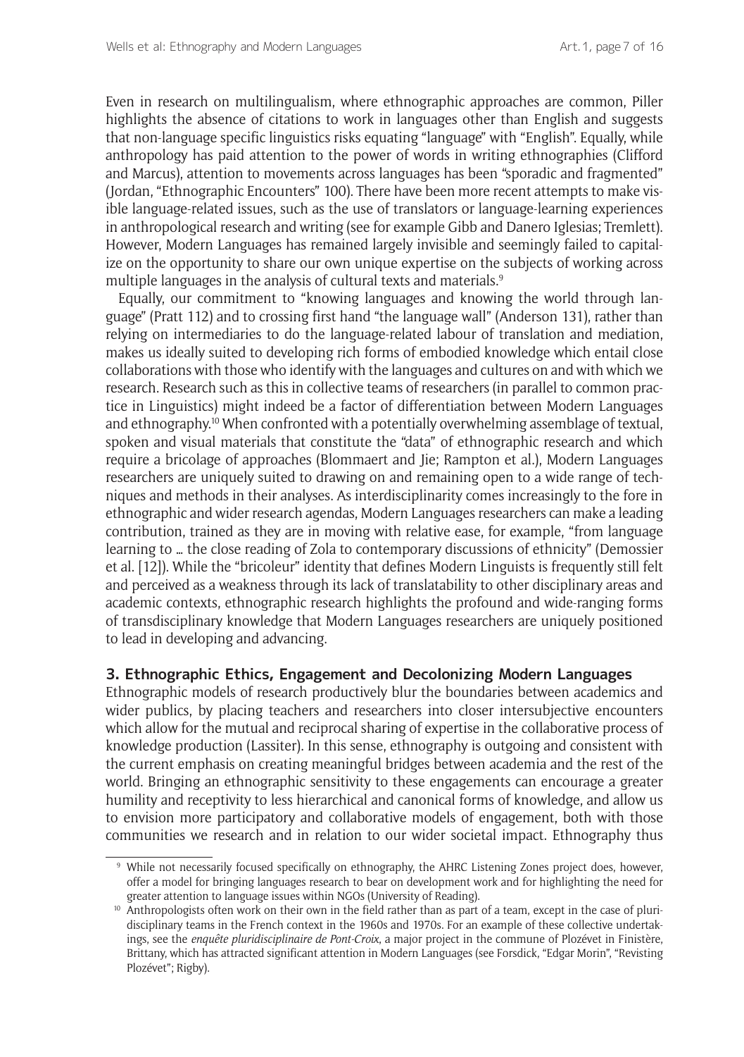Even in research on multilingualism, where ethnographic approaches are common, Piller highlights the absence of citations to work in languages other than English and suggests that non-language specific linguistics risks equating "language" with "English". Equally, while anthropology has paid attention to the power of words in writing ethnographies (Clifford and Marcus), attention to movements across languages has been "sporadic and fragmented" (Jordan, "Ethnographic Encounters" 100). There have been more recent attempts to make visible language-related issues, such as the use of translators or language-learning experiences in anthropological research and writing (see for example Gibb and Danero Iglesias; Tremlett). However, Modern Languages has remained largely invisible and seemingly failed to capitalize on the opportunity to share our own unique expertise on the subjects of working across multiple languages in the analysis of cultural texts and materials.[9]

Equally, our commitment to "knowing languages and knowing the world through language" (Pratt 112) and to crossing first hand "the language wall" (Anderson 131), rather than relying on intermediaries to do the language-related labour of translation and mediation, makes us ideally suited to developing rich forms of embodied knowledge which entail close collaborations with those who identify with the languages and cultures on and with which we research. Research such as this in collective teams of researchers (in parallel to common practice in Linguistics) might indeed be a factor of differentiation between Modern Languages and ethnography.[10] When confronted with a potentially overwhelming assemblage of textual, spoken and visual materials that constitute the "data" of ethnographic research and which require a bricolage of approaches (Blommaert and Jie; Rampton et al.), Modern Languages researchers are uniquely suited to drawing on and remaining open to a wide range of techniques and methods in their analyses. As interdisciplinarity comes increasingly to the fore in ethnographic and wider research agendas, Modern Languages researchers can make a leading contribution, trained as they are in moving with relative ease, for example, "from language learning to … the close reading of Zola to contemporary discussions of ethnicity" (Demossier et al. [12]). While the "bricoleur" identity that defines Modern Linguists is frequently still felt and perceived as a weakness through its lack of translatability to other disciplinary areas and academic contexts, ethnographic research highlights the profound and wide-ranging forms of transdisciplinary knowledge that Modern Languages researchers are uniquely positioned to lead in developing and advancing.

## 3. Ethnographic Ethics, Engagement and Decolonizing Modern Languages

Ethnographic models of research productively blur the boundaries between academics and wider publics, by placing teachers and researchers into closer intersubjective encounters which allow for the mutual and reciprocal sharing of expertise in the collaborative process of knowledge production (Lassiter). In this sense, ethnography is outgoing and consistent with the current emphasis on creating meaningful bridges between academia and the rest of the world. Bringing an ethnographic sensitivity to these engagements can encourage a greater humility and receptivity to less hierarchical and canonical forms of knowledge, and allow us to envision more participatory and collaborative models of engagement, both with those communities we research and in relation to our wider societal impact. Ethnography thus

[9] While not necessarily focused specifically on ethnography, the AHRC Listening Zones project does, however, offer a model for bringing languages research to bear on development work and for highlighting the need for greater attention to language issues within NGOs (University of Reading).

[10] Anthropologists often work on their own in the field rather than as part of a team, except in the case of pluridisciplinary teams in the French context in the 1960s and 1970s. For an example of these collective undertakings, see the *enquête pluridisciplinaire de Pont-Croix*, a major project in the commune of Plozévet in Finistère, Brittany, which has attracted significant attention in Modern Languages (see Forsdick, "Edgar Morin", "Revisting Plozévet"; Rigby).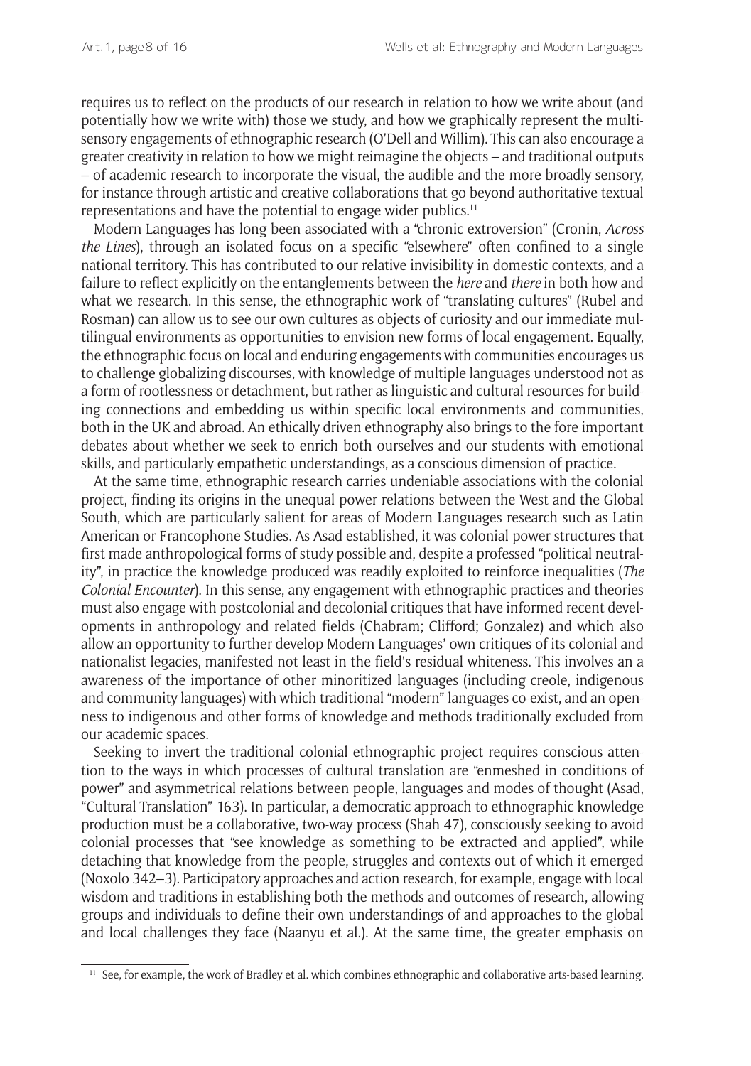requires us to reflect on the products of our research in relation to how we write about (and potentially how we write with) those we study, and how we graphically represent the multi-sensory engagements of ethnographic research (O'Dell and Willim). This can also encourage a greater creativity in relation to how we might reimagine the objects – and traditional outputs – of academic research to incorporate the visual, the audible and the more broadly sensory, for instance through artistic and creative collaborations that go beyond authoritative textual representations and have the potential to engage wider publics.[11]

Modern Languages has long been associated with a "chronic extroversion" (Cronin, *Across the Lines*), through an isolated focus on a specific "elsewhere" often confined to a single national territory. This has contributed to our relative invisibility in domestic contexts, and a failure to reflect explicitly on the entanglements between the *here* and *there* in both how and what we research. In this sense, the ethnographic work of "translating cultures" (Rubel and Rosman) can allow us to see our own cultures as objects of curiosity and our immediate multilingual environments as opportunities to envision new forms of local engagement. Equally, the ethnographic focus on local and enduring engagements with communities encourages us to challenge globalizing discourses, with knowledge of multiple languages understood not as a form of rootlessness or detachment, but rather as linguistic and cultural resources for building connections and embedding us within specific local environments and communities, both in the UK and abroad. An ethically driven ethnography also brings to the fore important debates about whether we seek to enrich both ourselves and our students with emotional skills, and particularly empathetic understandings, as a conscious dimension of practice.

At the same time, ethnographic research carries undeniable associations with the colonial project, finding its origins in the unequal power relations between the West and the Global South, which are particularly salient for areas of Modern Languages research such as Latin American or Francophone Studies. As Asad established, it was colonial power structures that first made anthropological forms of study possible and, despite a professed "political neutrality", in practice the knowledge produced was readily exploited to reinforce inequalities (*The Colonial Encounter*). In this sense, any engagement with ethnographic practices and theories must also engage with postcolonial and decolonial critiques that have informed recent developments in anthropology and related fields (Chabram; Clifford; Gonzalez) and which also allow an opportunity to further develop Modern Languages' own critiques of its colonial and nationalist legacies, manifested not least in the field's residual whiteness. This involves an a awareness of the importance of other minoritized languages (including creole, indigenous and community languages) with which traditional "modern" languages co-exist, and an openness to indigenous and other forms of knowledge and methods traditionally excluded from our academic spaces.

Seeking to invert the traditional colonial ethnographic project requires conscious attention to the ways in which processes of cultural translation are "enmeshed in conditions of power" and asymmetrical relations between people, languages and modes of thought (Asad, "Cultural Translation" 163). In particular, a democratic approach to ethnographic knowledge production must be a collaborative, two-way process (Shah 47), consciously seeking to avoid colonial processes that "see knowledge as something to be extracted and applied", while detaching that knowledge from the people, struggles and contexts out of which it emerged (Noxolo 342–3). Participatory approaches and action research, for example, engage with local wisdom and traditions in establishing both the methods and outcomes of research, allowing groups and individuals to define their own understandings of and approaches to the global and local challenges they face (Naanyu et al.). At the same time, the greater emphasis on

[11] See, for example, the work of Bradley et al. which combines ethnographic and collaborative arts-based learning.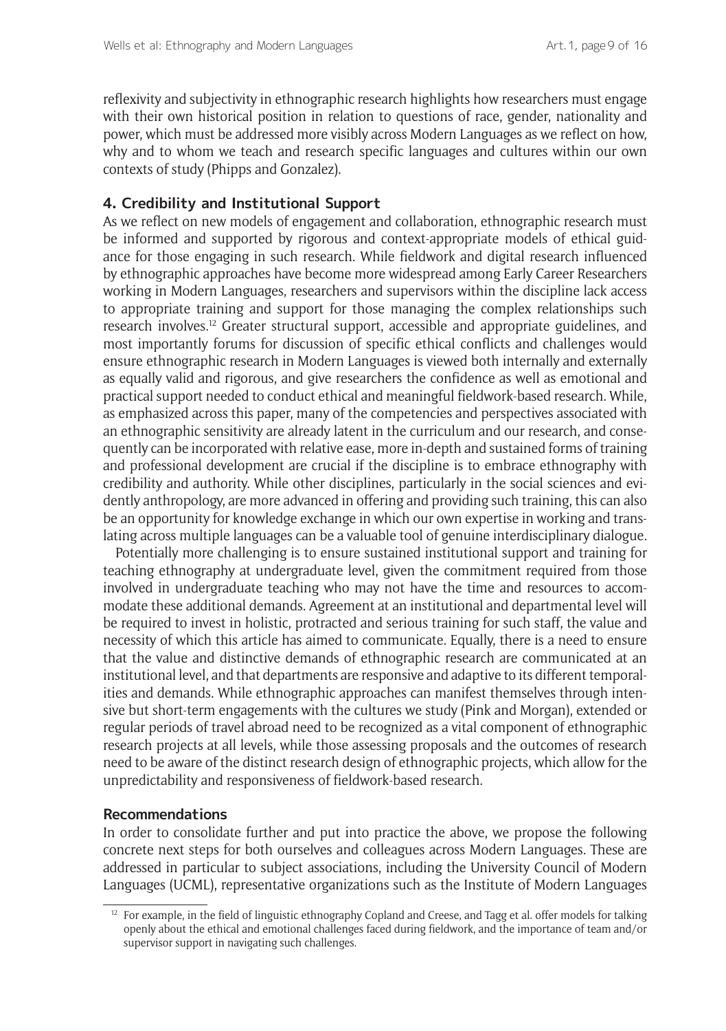reflexivity and subjectivity in ethnographic research highlights how researchers must engage with their own historical position in relation to questions of race, gender, nationality and power, which must be addressed more visibly across Modern Languages as we reflect on how, why and to whom we teach and research specific languages and cultures within our own contexts of study (Phipps and Gonzalez).

## 4. Credibility and Institutional Support

As we reflect on new models of engagement and collaboration, ethnographic research must be informed and supported by rigorous and context-appropriate models of ethical guidance for those engaging in such research. While fieldwork and digital research influenced by ethnographic approaches have become more widespread among Early Career Researchers working in Modern Languages, researchers and supervisors within the discipline lack access to appropriate training and support for those managing the complex relationships such research involves.[12] Greater structural support, accessible and appropriate guidelines, and most importantly forums for discussion of specific ethical conflicts and challenges would ensure ethnographic research in Modern Languages is viewed both internally and externally as equally valid and rigorous, and give researchers the confidence as well as emotional and practical support needed to conduct ethical and meaningful fieldwork-based research. While, as emphasized across this paper, many of the competencies and perspectives associated with an ethnographic sensitivity are already latent in the curriculum and our research, and consequently can be incorporated with relative ease, more in-depth and sustained forms of training and professional development are crucial if the discipline is to embrace ethnography with credibility and authority. While other disciplines, particularly in the social sciences and evidently anthropology, are more advanced in offering and providing such training, this can also be an opportunity for knowledge exchange in which our own expertise in working and translating across multiple languages can be a valuable tool of genuine interdisciplinary dialogue.

Potentially more challenging is to ensure sustained institutional support and training for teaching ethnography at undergraduate level, given the commitment required from those involved in undergraduate teaching who may not have the time and resources to accommodate these additional demands. Agreement at an institutional and departmental level will be required to invest in holistic, protracted and serious training for such staff, the value and necessity of which this article has aimed to communicate. Equally, there is a need to ensure that the value and distinctive demands of ethnographic research are communicated at an institutional level, and that departments are responsive and adaptive to its different temporalities and demands. While ethnographic approaches can manifest themselves through intensive but short-term engagements with the cultures we study (Pink and Morgan), extended or regular periods of travel abroad need to be recognized as a vital component of ethnographic research projects at all levels, while those assessing proposals and the outcomes of research need to be aware of the distinct research design of ethnographic projects, which allow for the unpredictability and responsiveness of fieldwork-based research.

### Recommendations

In order to consolidate further and put into practice the above, we propose the following concrete next steps for both ourselves and colleagues across Modern Languages. These are addressed in particular to subject associations, including the University Council of Modern Languages (UCML), representative organizations such as the Institute of Modern Languages

[12] For example, in the field of linguistic ethnography Copland and Creese, and Tagg et al. offer models for talking openly about the ethical and emotional challenges faced during fieldwork, and the importance of team and/or supervisor support in navigating such challenges.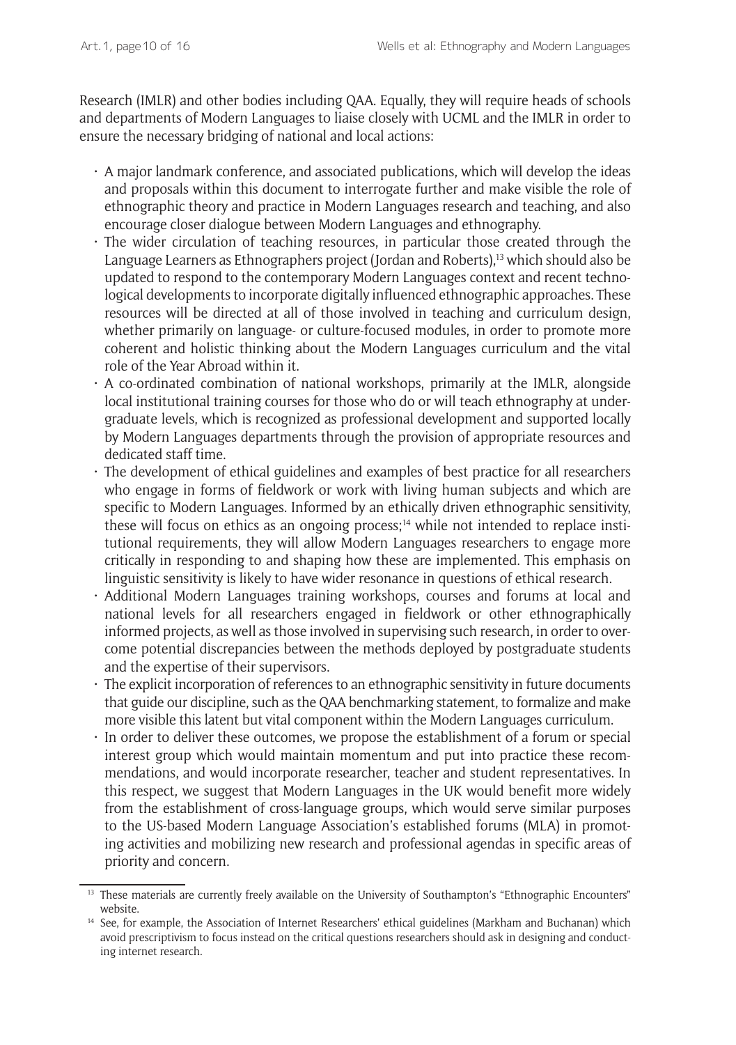Research (IMLR) and other bodies including QAA. Equally, they will require heads of schools and departments of Modern Languages to liaise closely with UCML and the IMLR in order to ensure the necessary bridging of national and local actions:

- A major landmark conference, and associated publications, which will develop the ideas and proposals within this document to interrogate further and make visible the role of ethnographic theory and practice in Modern Languages research and teaching, and also encourage closer dialogue between Modern Languages and ethnography.
- The wider circulation of teaching resources, in particular those created through the Language Learners as Ethnographers project (Jordan and Roberts),[13] which should also be updated to respond to the contemporary Modern Languages context and recent technological developments to incorporate digitally influenced ethnographic approaches. These resources will be directed at all of those involved in teaching and curriculum design, whether primarily on language- or culture-focused modules, in order to promote more coherent and holistic thinking about the Modern Languages curriculum and the vital role of the Year Abroad within it.
- A co-ordinated combination of national workshops, primarily at the IMLR, alongside local institutional training courses for those who do or will teach ethnography at undergraduate levels, which is recognized as professional development and supported locally by Modern Languages departments through the provision of appropriate resources and dedicated staff time.
- The development of ethical guidelines and examples of best practice for all researchers who engage in forms of fieldwork or work with living human subjects and which are specific to Modern Languages. Informed by an ethically driven ethnographic sensitivity, these will focus on ethics as an ongoing process;[14] while not intended to replace institutional requirements, they will allow Modern Languages researchers to engage more critically in responding to and shaping how these are implemented. This emphasis on linguistic sensitivity is likely to have wider resonance in questions of ethical research.
- Additional Modern Languages training workshops, courses and forums at local and national levels for all researchers engaged in fieldwork or other ethnographically informed projects, as well as those involved in supervising such research, in order to overcome potential discrepancies between the methods deployed by postgraduate students and the expertise of their supervisors.
- The explicit incorporation of references to an ethnographic sensitivity in future documents that guide our discipline, such as the QAA benchmarking statement, to formalize and make more visible this latent but vital component within the Modern Languages curriculum.
- In order to deliver these outcomes, we propose the establishment of a forum or special interest group which would maintain momentum and put into practice these recommendations, and would incorporate researcher, teacher and student representatives. In this respect, we suggest that Modern Languages in the UK would benefit more widely from the establishment of cross-language groups, which would serve similar purposes to the US-based Modern Language Association's established forums (MLA) in promoting activities and mobilizing new research and professional agendas in specific areas of priority and concern.

---

[13] These materials are currently freely available on the University of Southampton's "Ethnographic Encounters" website.

[14] See, for example, the Association of Internet Researchers' ethical guidelines (Markham and Buchanan) which avoid prescriptivism to focus instead on the critical questions researchers should ask in designing and conducting internet research.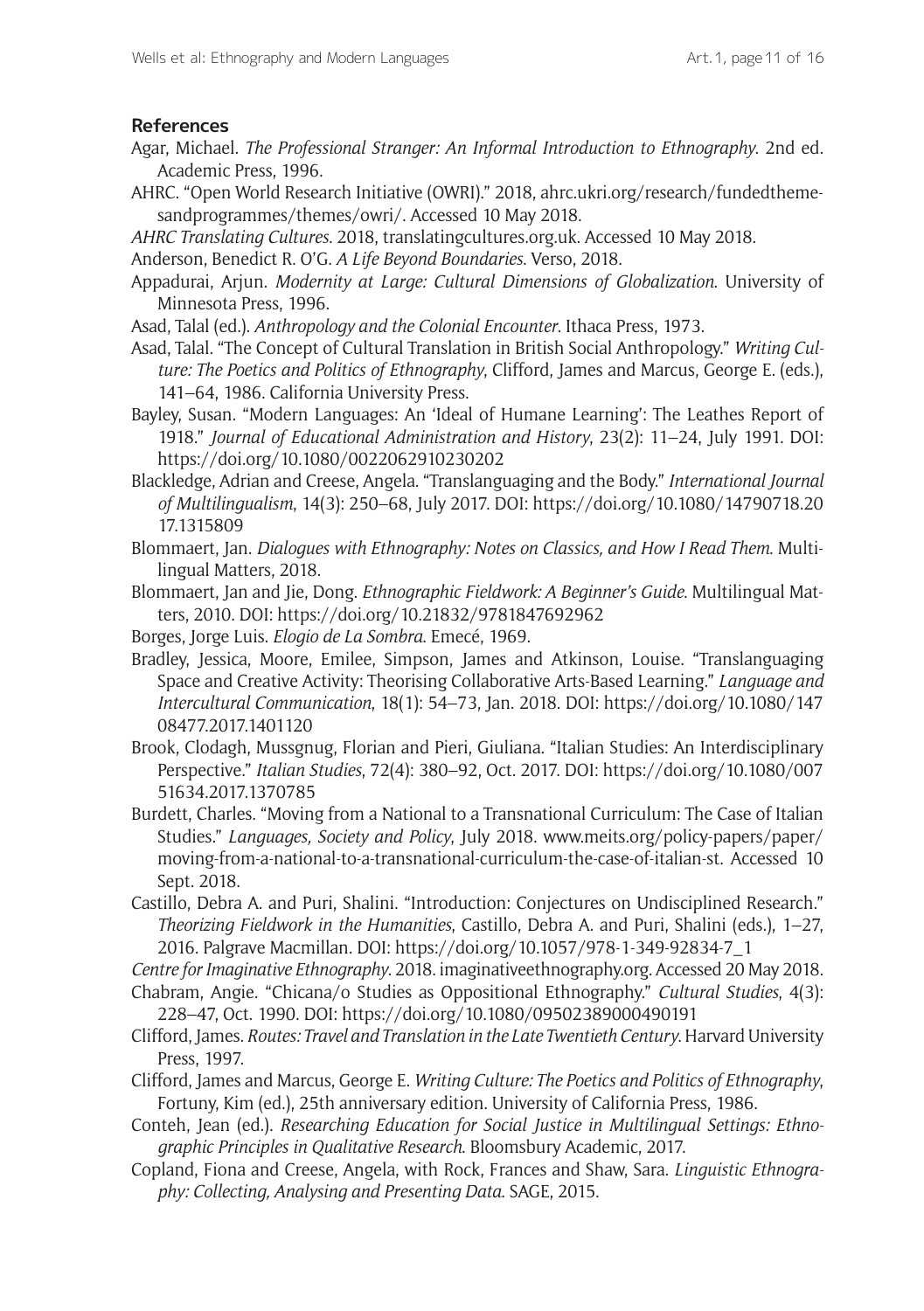## References

Agar, Michael. *The Professional Stranger: An Informal Introduction to Ethnography*. 2nd ed. Academic Press, 1996.

AHRC. "Open World Research Initiative (OWRI)." 2018, ahrc.ukri.org/research/fundedthemesandprogrammes/themes/owri/. Accessed 10 May 2018.

*AHRC Translating Cultures*. 2018, translatingcultures.org.uk. Accessed 10 May 2018.

Anderson, Benedict R. O'G. *A Life Beyond Boundaries*. Verso, 2018.

Appadurai, Arjun. *Modernity at Large: Cultural Dimensions of Globalization*. University of Minnesota Press, 1996.

Asad, Talal (ed.). *Anthropology and the Colonial Encounter*. Ithaca Press, 1973.

Asad, Talal. "The Concept of Cultural Translation in British Social Anthropology." *Writing Culture: The Poetics and Politics of Ethnography*, Clifford, James and Marcus, George E. (eds.), 141–64, 1986. California University Press.

Bayley, Susan. "Modern Languages: An 'Ideal of Humane Learning': The Leathes Report of 1918." *Journal of Educational Administration and History*, 23(2): 11–24, July 1991. DOI: https://doi.org/10.1080/0022062910230202

Blackledge, Adrian and Creese, Angela. "Translanguaging and the Body." *International Journal of Multilingualism*, 14(3): 250–68, July 2017. DOI: https://doi.org/10.1080/14790718.2017.1315809

Blommaert, Jan. *Dialogues with Ethnography: Notes on Classics, and How I Read Them*. Multilingual Matters, 2018.

Blommaert, Jan and Jie, Dong. *Ethnographic Fieldwork: A Beginner's Guide*. Multilingual Matters, 2010. DOI: https://doi.org/10.21832/9781847692962

Borges, Jorge Luis. *Elogio de La Sombra*. Emecé, 1969.

Bradley, Jessica, Moore, Emilee, Simpson, James and Atkinson, Louise. "Translanguaging Space and Creative Activity: Theorising Collaborative Arts-Based Learning." *Language and Intercultural Communication*, 18(1): 54–73, Jan. 2018. DOI: https://doi.org/10.1080/14708477.2017.1401120

Brook, Clodagh, Mussgnug, Florian and Pieri, Giuliana. "Italian Studies: An Interdisciplinary Perspective." *Italian Studies*, 72(4): 380–92, Oct. 2017. DOI: https://doi.org/10.1080/00751634.2017.1370785

Burdett, Charles. "Moving from a National to a Transnational Curriculum: The Case of Italian Studies." *Languages, Society and Policy*, July 2018. www.meits.org/policy-papers/paper/moving-from-a-national-to-a-transnational-curriculum-the-case-of-italian-st. Accessed 10 Sept. 2018.

Castillo, Debra A. and Puri, Shalini. "Introduction: Conjectures on Undisciplined Research." *Theorizing Fieldwork in the Humanities*, Castillo, Debra A. and Puri, Shalini (eds.), 1–27, 2016. Palgrave Macmillan. DOI: https://doi.org/10.1057/978-1-349-92834-7_1

*Centre for Imaginative Ethnography*. 2018. imaginativeethnography.org. Accessed 20 May 2018.

Chabram, Angie. "Chicana/o Studies as Oppositional Ethnography." *Cultural Studies*, 4(3): 228–47, Oct. 1990. DOI: https://doi.org/10.1080/09502389000490191

Clifford, James. *Routes: Travel and Translation in the Late Twentieth Century*. Harvard University Press, 1997.

Clifford, James and Marcus, George E. *Writing Culture: The Poetics and Politics of Ethnography*, Fortuny, Kim (ed.), 25th anniversary edition. University of California Press, 1986.

Conteh, Jean (ed.). *Researching Education for Social Justice in Multilingual Settings: Ethnographic Principles in Qualitative Research*. Bloomsbury Academic, 2017.

Copland, Fiona and Creese, Angela, with Rock, Frances and Shaw, Sara. *Linguistic Ethnography: Collecting, Analysing and Presenting Data*. SAGE, 2015.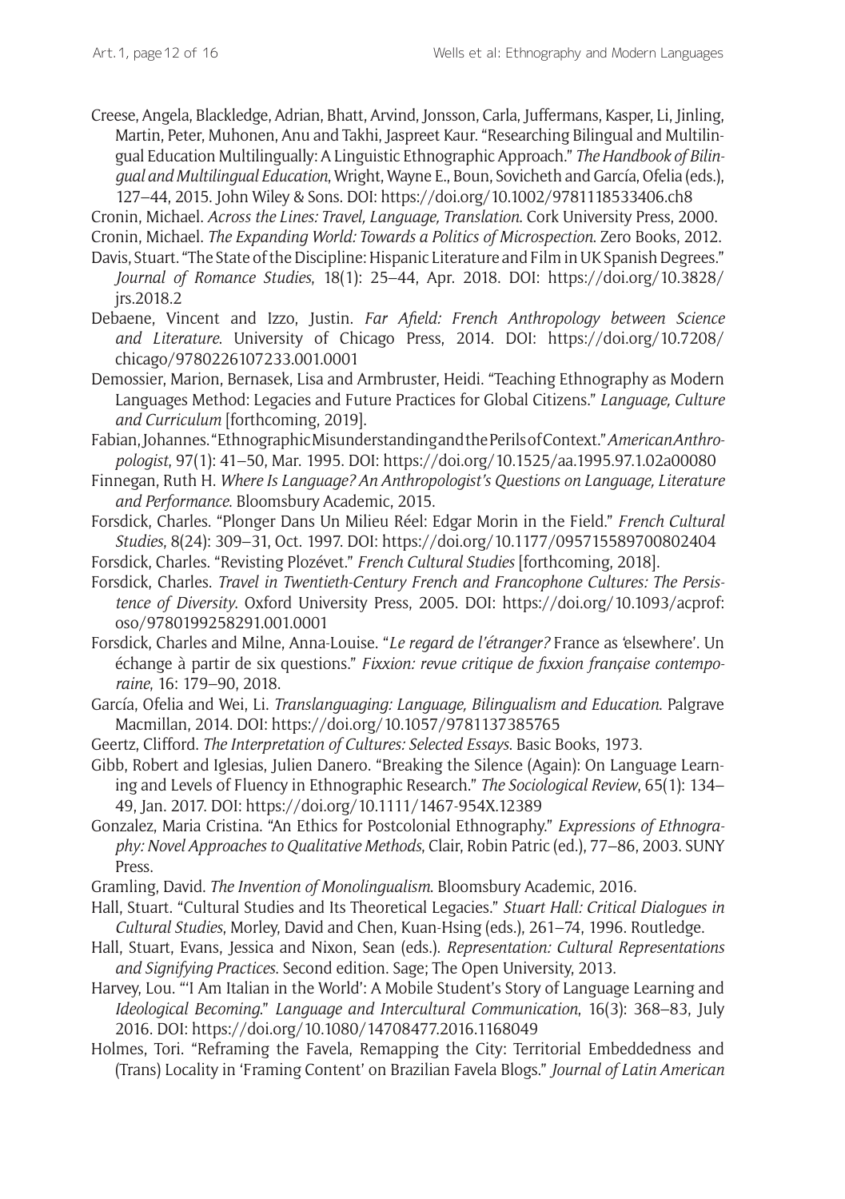Creese, Angela, Blackledge, Adrian, Bhatt, Arvind, Jonsson, Carla, Juffermans, Kasper, Li, Jinling, Martin, Peter, Muhonen, Anu and Takhi, Jaspreet Kaur. "Researching Bilingual and Multilingual Education Multilingually: A Linguistic Ethnographic Approach." *The Handbook of Bilingual and Multilingual Education*, Wright, Wayne E., Boun, Sovicheth and García, Ofelia (eds.), 127–44, 2015. John Wiley & Sons. DOI: https://doi.org/10.1002/9781118533406.ch8

Cronin, Michael. *Across the Lines: Travel, Language, Translation*. Cork University Press, 2000.

Cronin, Michael. *The Expanding World: Towards a Politics of Microspection*. Zero Books, 2012.

Davis, Stuart. "The State of the Discipline: Hispanic Literature and Film in UK Spanish Degrees." *Journal of Romance Studies*, 18(1): 25–44, Apr. 2018. DOI: https://doi.org/10.3828/jrs.2018.2

Debaene, Vincent and Izzo, Justin. *Far Afield: French Anthropology between Science and Literature*. University of Chicago Press, 2014. DOI: https://doi.org/10.7208/chicago/9780226107233.001.0001

Demossier, Marion, Bernasek, Lisa and Armbruster, Heidi. "Teaching Ethnography as Modern Languages Method: Legacies and Future Practices for Global Citizens." *Language, Culture and Curriculum* [forthcoming, 2019].

Fabian, Johannes. "Ethnographic Misunderstanding and the Perils of Context." *American Anthropologist*, 97(1): 41–50, Mar. 1995. DOI: https://doi.org/10.1525/aa.1995.97.1.02a00080

Finnegan, Ruth H. *Where Is Language? An Anthropologist's Questions on Language, Literature and Performance*. Bloomsbury Academic, 2015.

Forsdick, Charles. "Plonger Dans Un Milieu Réel: Edgar Morin in the Field." *French Cultural Studies*, 8(24): 309–31, Oct. 1997. DOI: https://doi.org/10.1177/095715589700802404

Forsdick, Charles. "Revisting Plozévet." *French Cultural Studies* [forthcoming, 2018].

Forsdick, Charles. *Travel in Twentieth-Century French and Francophone Cultures: The Persistence of Diversity*. Oxford University Press, 2005. DOI: https://doi.org/10.1093/acprof:oso/9780199258291.001.0001

Forsdick, Charles and Milne, Anna-Louise. "*Le regard de l'étranger?* France as 'elsewhere'. Un échange à partir de six questions." *Fixxion: revue critique de fixxion française contemporaine*, 16: 179–90, 2018.

García, Ofelia and Wei, Li. *Translanguaging: Language, Bilingualism and Education*. Palgrave Macmillan, 2014. DOI: https://doi.org/10.1057/9781137385765

Geertz, Clifford. *The Interpretation of Cultures: Selected Essays*. Basic Books, 1973.

Gibb, Robert and Iglesias, Julien Danero. "Breaking the Silence (Again): On Language Learning and Levels of Fluency in Ethnographic Research." *The Sociological Review*, 65(1): 134–49, Jan. 2017. DOI: https://doi.org/10.1111/1467-954X.12389

Gonzalez, Maria Cristina. "An Ethics for Postcolonial Ethnography." *Expressions of Ethnography: Novel Approaches to Qualitative Methods*, Clair, Robin Patric (ed.), 77–86, 2003. SUNY Press.

Gramling, David. *The Invention of Monolingualism*. Bloomsbury Academic, 2016.

Hall, Stuart. "Cultural Studies and Its Theoretical Legacies." *Stuart Hall: Critical Dialogues in Cultural Studies*, Morley, David and Chen, Kuan-Hsing (eds.), 261–74, 1996. Routledge.

Hall, Stuart, Evans, Jessica and Nixon, Sean (eds.). *Representation: Cultural Representations and Signifying Practices*. Second edition. Sage; The Open University, 2013.

Harvey, Lou. "'I Am Italian in the World': A Mobile Student's Story of Language Learning and *Ideological Becoming*." *Language and Intercultural Communication*, 16(3): 368–83, July 2016. DOI: https://doi.org/10.1080/14708477.2016.1168049

Holmes, Tori. "Reframing the Favela, Remapping the City: Territorial Embeddedness and (Trans) Locality in 'Framing Content' on Brazilian Favela Blogs." *Journal of Latin American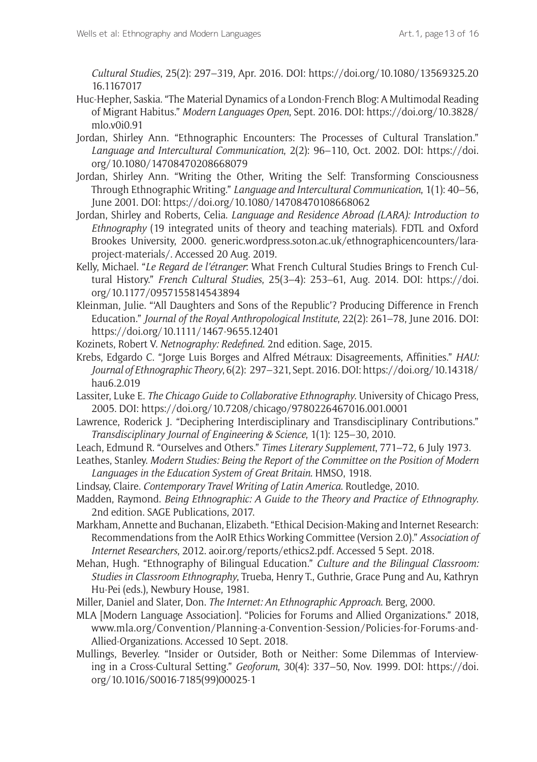*Cultural Studies*, 25(2): 297–319, Apr. 2016. DOI: https://doi.org/10.1080/13569325.2016.1167017

Huc-Hepher, Saskia. "The Material Dynamics of a London-French Blog: A Multimodal Reading of Migrant Habitus." *Modern Languages Open*, Sept. 2016. DOI: https://doi.org/10.3828/mlo.v0i0.91

Jordan, Shirley Ann. "Ethnographic Encounters: The Processes of Cultural Translation." *Language and Intercultural Communication*, 2(2): 96–110, Oct. 2002. DOI: https://doi.org/10.1080/14708470208668079

Jordan, Shirley Ann. "Writing the Other, Writing the Self: Transforming Consciousness Through Ethnographic Writing." *Language and Intercultural Communication*, 1(1): 40–56, June 2001. DOI: https://doi.org/10.1080/14708470108668062

Jordan, Shirley and Roberts, Celia. *Language and Residence Abroad (LARA): Introduction to Ethnography* (19 integrated units of theory and teaching materials). FDTL and Oxford Brookes University, 2000. generic.wordpress.soton.ac.uk/ethnographicencounters/lara-project-materials/. Accessed 20 Aug. 2019.

Kelly, Michael. "*Le Regard de l'étranger*: What French Cultural Studies Brings to French Cultural History." *French Cultural Studies*, 25(3–4): 253–61, Aug. 2014. DOI: https://doi.org/10.1177/0957155814543894

Kleinman, Julie. "'All Daughters and Sons of the Republic'? Producing Difference in French Education." *Journal of the Royal Anthropological Institute*, 22(2): 261–78, June 2016. DOI: https://doi.org/10.1111/1467-9655.12401

Kozinets, Robert V. *Netnography: Redefined*. 2nd edition. Sage, 2015.

Krebs, Edgardo C. "Jorge Luis Borges and Alfred Métraux: Disagreements, Affinities." *HAU: Journal of Ethnographic Theory*, 6(2): 297–321, Sept. 2016. DOI: https://doi.org/10.14318/hau6.2.019

Lassiter, Luke E. *The Chicago Guide to Collaborative Ethnography*. University of Chicago Press, 2005. DOI: https://doi.org/10.7208/chicago/9780226467016.001.0001

Lawrence, Roderick J. "Deciphering Interdisciplinary and Transdisciplinary Contributions." *Transdisciplinary Journal of Engineering & Science*, 1(1): 125–30, 2010.

Leach, Edmund R. "Ourselves and Others." *Times Literary Supplement*, 771–72, 6 July 1973.

Leathes, Stanley. *Modern Studies: Being the Report of the Committee on the Position of Modern Languages in the Education System of Great Britain*. HMSO, 1918.

Lindsay, Claire. *Contemporary Travel Writing of Latin America*. Routledge, 2010.

Madden, Raymond. *Being Ethnographic: A Guide to the Theory and Practice of Ethnography*. 2nd edition. SAGE Publications, 2017.

Markham, Annette and Buchanan, Elizabeth. "Ethical Decision-Making and Internet Research: Recommendations from the AoIR Ethics Working Committee (Version 2.0)." *Association of Internet Researchers*, 2012. aoir.org/reports/ethics2.pdf. Accessed 5 Sept. 2018.

Mehan, Hugh. "Ethnography of Bilingual Education." *Culture and the Bilingual Classroom: Studies in Classroom Ethnography*, Trueba, Henry T., Guthrie, Grace Pung and Au, Kathryn Hu-Pei (eds.), Newbury House, 1981.

Miller, Daniel and Slater, Don. *The Internet: An Ethnographic Approach*. Berg, 2000.

MLA [Modern Language Association]. "Policies for Forums and Allied Organizations." 2018, www.mla.org/Convention/Planning-a-Convention-Session/Policies-for-Forums-and-Allied-Organizations. Accessed 10 Sept. 2018.

Mullings, Beverley. "Insider or Outsider, Both or Neither: Some Dilemmas of Interviewing in a Cross-Cultural Setting." *Geoforum*, 30(4): 337–50, Nov. 1999. DOI: https://doi.org/10.1016/S0016-7185(99)00025-1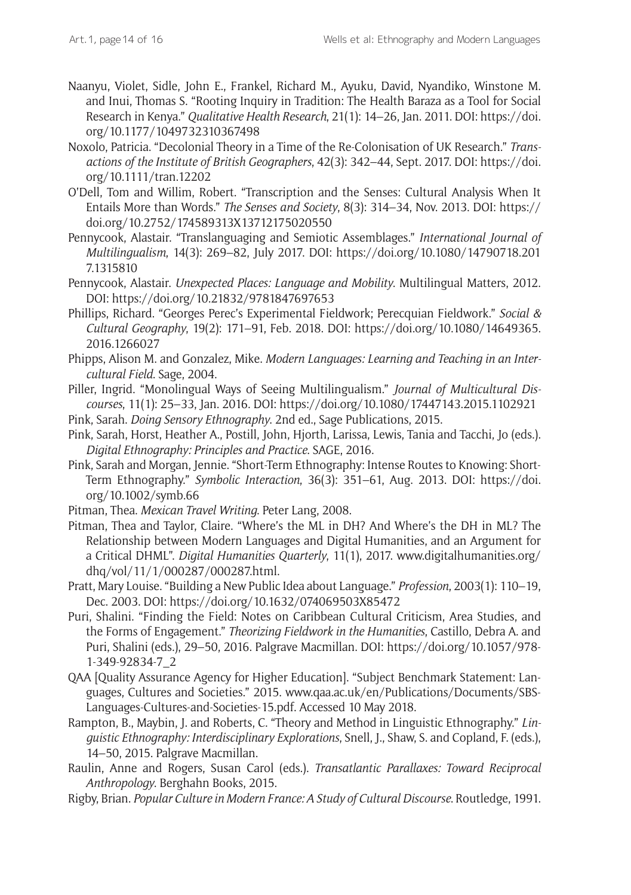Naanyu, Violet, Sidle, John E., Frankel, Richard M., Ayuku, David, Nyandiko, Winstone M. and Inui, Thomas S. "Rooting Inquiry in Tradition: The Health Baraza as a Tool for Social Research in Kenya." *Qualitative Health Research*, 21(1): 14–26, Jan. 2011. DOI: https://doi.org/10.1177/1049732310367498

Noxolo, Patricia. "Decolonial Theory in a Time of the Re-Colonisation of UK Research." *Transactions of the Institute of British Geographers*, 42(3): 342–44, Sept. 2017. DOI: https://doi.org/10.1111/tran.12202

O'Dell, Tom and Willim, Robert. "Transcription and the Senses: Cultural Analysis When It Entails More than Words." *The Senses and Society*, 8(3): 314–34, Nov. 2013. DOI: https://doi.org/10.2752/174589313X13712175020550

Pennycook, Alastair. "Translanguaging and Semiotic Assemblages." *International Journal of Multilingualism*, 14(3): 269–82, July 2017. DOI: https://doi.org/10.1080/14790718.2017.1315810

Pennycook, Alastair. *Unexpected Places: Language and Mobility*. Multilingual Matters, 2012. DOI: https://doi.org/10.21832/9781847697653

Phillips, Richard. "Georges Perec's Experimental Fieldwork; Perecquian Fieldwork." *Social & Cultural Geography*, 19(2): 171–91, Feb. 2018. DOI: https://doi.org/10.1080/14649365.2016.1266027

Phipps, Alison M. and Gonzalez, Mike. *Modern Languages: Learning and Teaching in an Intercultural Field*. Sage, 2004.

Piller, Ingrid. "Monolingual Ways of Seeing Multilingualism." *Journal of Multicultural Discourses*, 11(1): 25–33, Jan. 2016. DOI: https://doi.org/10.1080/17447143.2015.1102921

Pink, Sarah. *Doing Sensory Ethnography*. 2nd ed., Sage Publications, 2015.

Pink, Sarah, Horst, Heather A., Postill, John, Hjorth, Larissa, Lewis, Tania and Tacchi, Jo (eds.). *Digital Ethnography: Principles and Practice*. SAGE, 2016.

Pink, Sarah and Morgan, Jennie. "Short-Term Ethnography: Intense Routes to Knowing: Short-Term Ethnography." *Symbolic Interaction*, 36(3): 351–61, Aug. 2013. DOI: https://doi.org/10.1002/symb.66

Pitman, Thea. *Mexican Travel Writing*. Peter Lang, 2008.

Pitman, Thea and Taylor, Claire. "Where's the ML in DH? And Where's the DH in ML? The Relationship between Modern Languages and Digital Humanities, and an Argument for a Critical DHML". *Digital Humanities Quarterly*, 11(1), 2017. www.digitalhumanities.org/dhq/vol/11/1/000287/000287.html.

Pratt, Mary Louise. "Building a New Public Idea about Language." *Profession*, 2003(1): 110–19, Dec. 2003. DOI: https://doi.org/10.1632/074069503X85472

Puri, Shalini. "Finding the Field: Notes on Caribbean Cultural Criticism, Area Studies, and the Forms of Engagement." *Theorizing Fieldwork in the Humanities*, Castillo, Debra A. and Puri, Shalini (eds.), 29–50, 2016. Palgrave Macmillan. DOI: https://doi.org/10.1057/978-1-349-92834-7_2

QAA [Quality Assurance Agency for Higher Education]. "Subject Benchmark Statement: Languages, Cultures and Societies." 2015. www.qaa.ac.uk/en/Publications/Documents/SBS-Languages-Cultures-and-Societies-15.pdf. Accessed 10 May 2018.

Rampton, B., Maybin, J. and Roberts, C. "Theory and Method in Linguistic Ethnography." *Linguistic Ethnography: Interdisciplinary Explorations*, Snell, J., Shaw, S. and Copland, F. (eds.), 14–50, 2015. Palgrave Macmillan.

Raulin, Anne and Rogers, Susan Carol (eds.). *Transatlantic Parallaxes: Toward Reciprocal Anthropology*. Berghahn Books, 2015.

Rigby, Brian. *Popular Culture in Modern France: A Study of Cultural Discourse*. Routledge, 1991.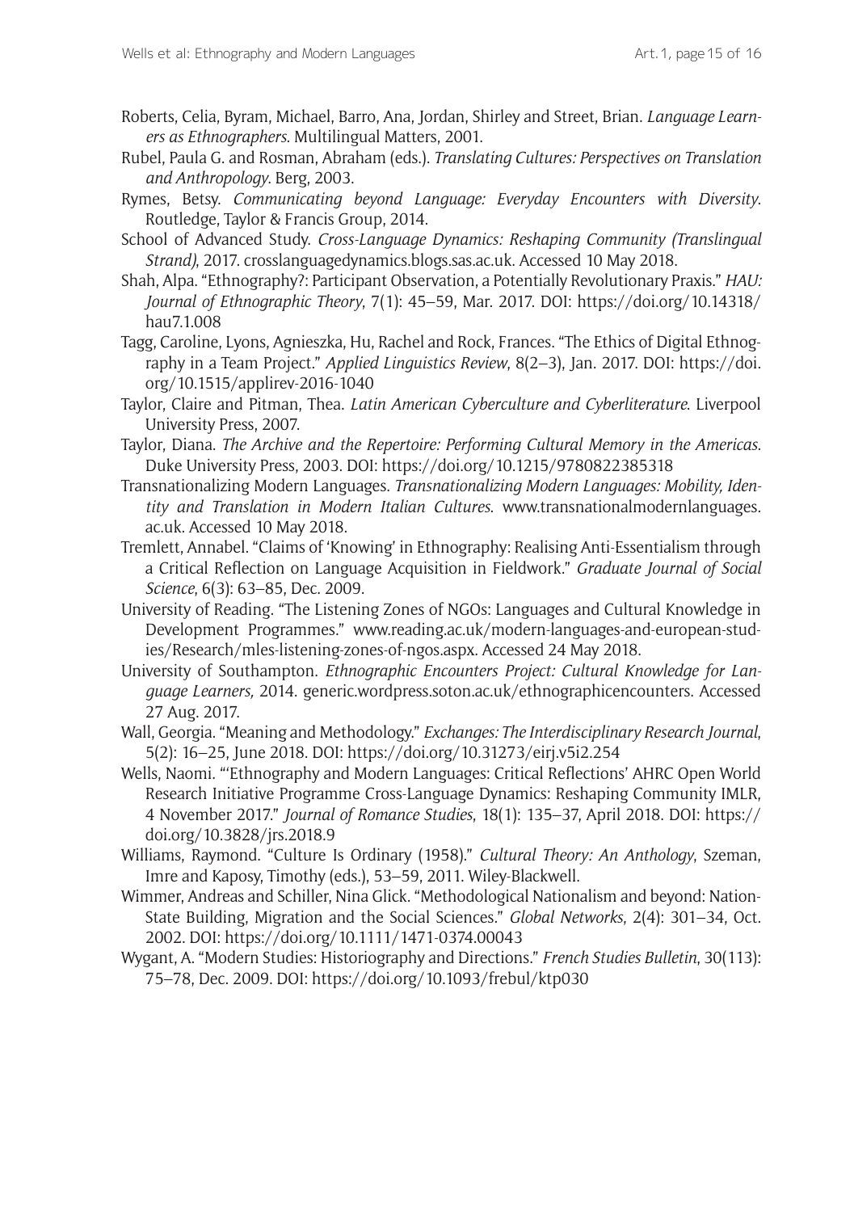Roberts, Celia, Byram, Michael, Barro, Ana, Jordan, Shirley and Street, Brian. *Language Learners as Ethnographers*. Multilingual Matters, 2001.

Rubel, Paula G. and Rosman, Abraham (eds.). *Translating Cultures: Perspectives on Translation and Anthropology*. Berg, 2003.

Rymes, Betsy. *Communicating beyond Language: Everyday Encounters with Diversity*. Routledge, Taylor & Francis Group, 2014.

School of Advanced Study. *Cross-Language Dynamics: Reshaping Community (Translingual Strand)*, 2017. crosslanguagedynamics.blogs.sas.ac.uk. Accessed 10 May 2018.

Shah, Alpa. "Ethnography?: Participant Observation, a Potentially Revolutionary Praxis." *HAU: Journal of Ethnographic Theory*, 7(1): 45–59, Mar. 2017. DOI: https://doi.org/10.14318/hau7.1.008

Tagg, Caroline, Lyons, Agnieszka, Hu, Rachel and Rock, Frances. "The Ethics of Digital Ethnography in a Team Project." *Applied Linguistics Review*, 8(2–3), Jan. 2017. DOI: https://doi.org/10.1515/applirev-2016-1040

Taylor, Claire and Pitman, Thea. *Latin American Cyberculture and Cyberliterature*. Liverpool University Press, 2007.

Taylor, Diana. *The Archive and the Repertoire: Performing Cultural Memory in the Americas*. Duke University Press, 2003. DOI: https://doi.org/10.1215/9780822385318

Transnationalizing Modern Languages. *Transnationalizing Modern Languages: Mobility, Identity and Translation in Modern Italian Cultures*. www.transnationalmodernlanguages.ac.uk. Accessed 10 May 2018.

Tremlett, Annabel. "Claims of 'Knowing' in Ethnography: Realising Anti-Essentialism through a Critical Reflection on Language Acquisition in Fieldwork." *Graduate Journal of Social Science*, 6(3): 63–85, Dec. 2009.

University of Reading. "The Listening Zones of NGOs: Languages and Cultural Knowledge in Development Programmes." www.reading.ac.uk/modern-languages-and-european-studies/Research/mles-listening-zones-of-ngos.aspx. Accessed 24 May 2018.

University of Southampton. *Ethnographic Encounters Project: Cultural Knowledge for Language Learners,* 2014. generic.wordpress.soton.ac.uk/ethnographicencounters. Accessed 27 Aug. 2017.

Wall, Georgia. "Meaning and Methodology." *Exchanges: The Interdisciplinary Research Journal*, 5(2): 16–25, June 2018. DOI: https://doi.org/10.31273/eirj.v5i2.254

Wells, Naomi. "'Ethnography and Modern Languages: Critical Reflections' AHRC Open World Research Initiative Programme Cross-Language Dynamics: Reshaping Community IMLR, 4 November 2017." *Journal of Romance Studies*, 18(1): 135–37, April 2018. DOI: https://doi.org/10.3828/jrs.2018.9

Williams, Raymond. "Culture Is Ordinary (1958)." *Cultural Theory: An Anthology*, Szeman, Imre and Kaposy, Timothy (eds.), 53–59, 2011. Wiley-Blackwell.

Wimmer, Andreas and Schiller, Nina Glick. "Methodological Nationalism and beyond: Nation-State Building, Migration and the Social Sciences." *Global Networks*, 2(4): 301–34, Oct. 2002. DOI: https://doi.org/10.1111/1471-0374.00043

Wygant, A. "Modern Studies: Historiography and Directions." *French Studies Bulletin*, 30(113): 75–78, Dec. 2009. DOI: https://doi.org/10.1093/frebul/ktp030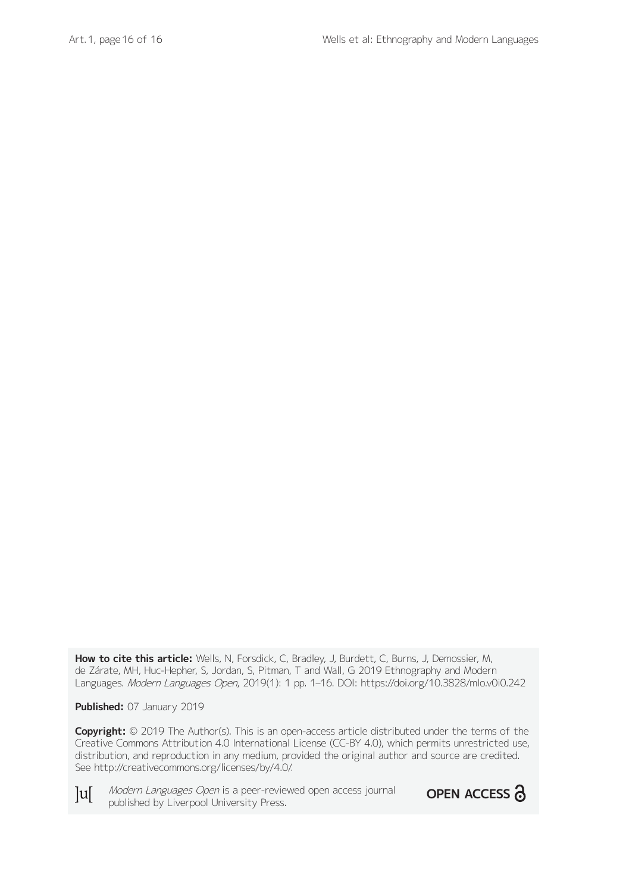**How to cite this article:** Wells, N, Forsdick, C, Bradley, J, Burdett, C, Burns, J, Demossier, M, de Zárate, MH, Huc-Hepher, S, Jordan, S, Pitman, T and Wall, G 2019 Ethnography and Modern Languages. *Modern Languages Open*, 2019(1): 1 pp. 1–16. DOI: https://doi.org/10.3828/mlo.v0i0.242

**Published:** 07 January 2019

**Copyright:** © 2019 The Author(s). This is an open-access article distributed under the terms of the Creative Commons Attribution 4.0 International License (CC-BY 4.0), which permits unrestricted use, distribution, and reproduction in any medium, provided the original author and source are credited. See http://creativecommons.org/licenses/by/4.0/.

*Modern Languages Open* is a peer-reviewed open access journal published by Liverpool University Press.

OPEN ACCESS